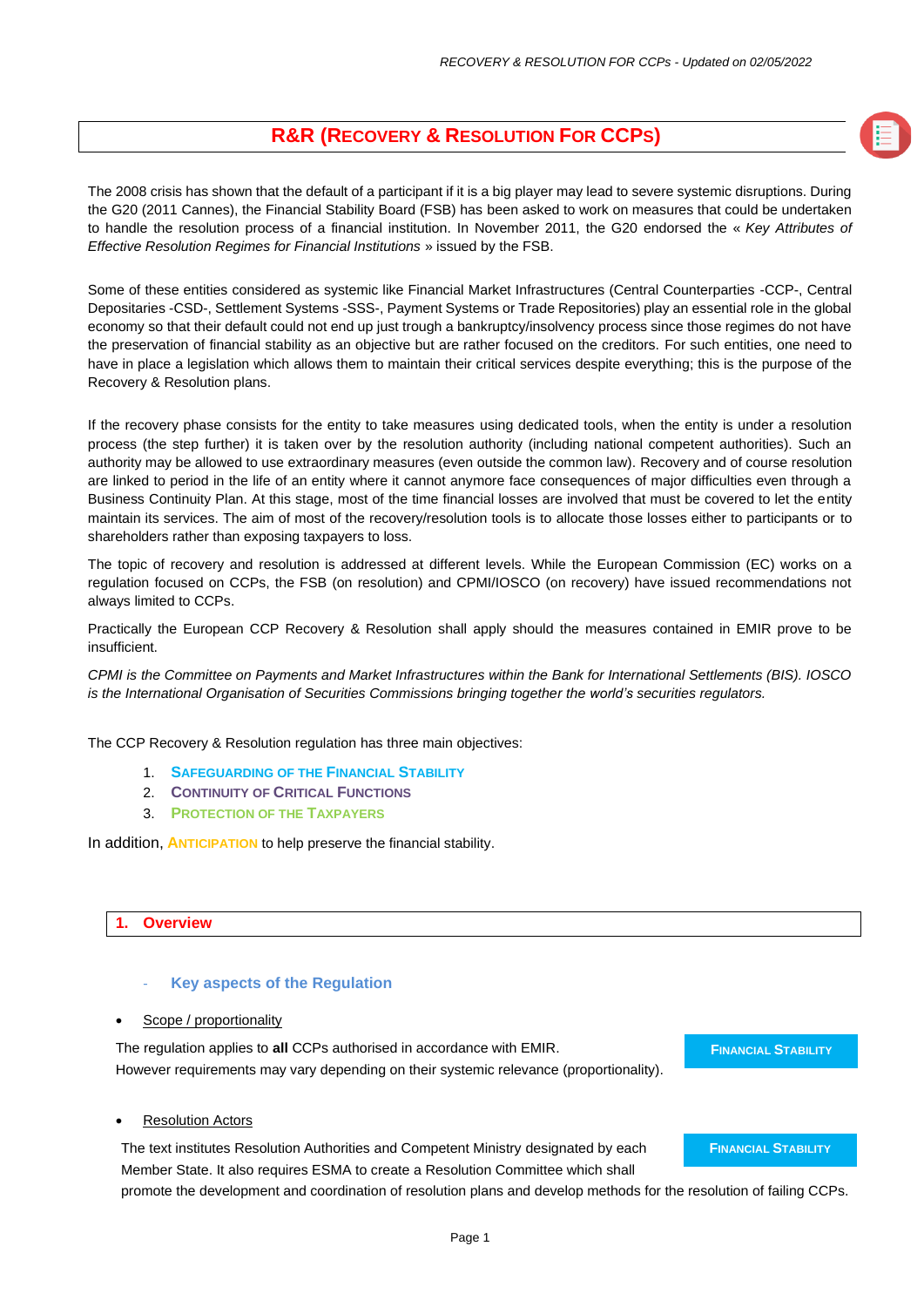# R&R (RECOVERY & RESOLUTION FOR CCPS)

The 2008 crisis has shown that the default of a participant if it is a big player may lead to severe systemic disruptions. During the G20 (2011 Cannes), the Financial Stability Board (FSB) has been asked to work on measures that could be undertaken to handle the resolution process of a financial institution. In November 2011, the G20 endorsed the « *Key Attributes of Effective Resolution Regimes for Financial Institutions* » issued by the FSB.

Some of these entities considered as systemic like Financial Market Infrastructures (Central Counterparties -CCP-, Central Depositaries -CSD-, Settlement Systems -SSS-, Payment Systems or Trade Repositories) play an essential role in the global economy so that their default could not end up just trough a bankruptcy/insolvency process since those regimes do not have the preservation of financial stability as an objective but are rather focused on the creditors. For such entities, one need to have in place a legislation which allows them to maintain their critical services despite everything; this is the purpose of the Recovery & Resolution plans.

If the recovery phase consists for the entity to take measures using dedicated tools, when the entity is under a resolution process (the step further) it is taken over by the resolution authority (including national competent authorities). Such an authority may be allowed to use extraordinary measures (even outside the common law). Recovery and of course resolution are linked to period in the life of an entity where it cannot anymore face consequences of major difficulties even through a Business Continuity Plan. At this stage, most of the time financial losses are involved that must be covered to let the entity maintain its services. The aim of most of the recovery/resolution tools is to allocate those losses either to participants or to shareholders rather than exposing taxpayers to loss.

The topic of recovery and resolution is addressed at different levels. While the European Commission (EC) works on a regulation focused on CCPs, the FSB (on resolution) and CPMI/IOSCO (on recovery) have issued recommendations not always limited to CCPs.

Practically the European CCP Recovery & Resolution shall apply should the measures contained in EMIR prove to be insufficient.

*CPMI is the Committee on Payments and Market Infrastructures within the Bank for International Settlements (BIS). IOSCO is the International Organisation of Securities Commissions bringing together the world's securities regulators.*

The CCP Recovery & Resolution regulation has three main objectives:

1. **SAFEGUARDING OF THE FINANCIAL STABILITY**
2. **CONTINUITY OF CRITICAL FUNCTIONS**
3. **PROTECTION OF THE TAXPAYERS**

In addition, **ANTICIPATION** to help preserve the financial stability.

## 1. Overview

### - Key aspects of the Regulation

- Scope / proportionality

The regulation applies to **all** CCPs authorised in accordance with EMIR.
However requirements may vary depending on their systemic relevance (proportionality).

**FINANCIAL STABILITY**

- Resolution Actors

The text institutes Resolution Authorities and Competent Ministry designated by each Member State. It also requires ESMA to create a Resolution Committee which shall promote the development and coordination of resolution plans and develop methods for the resolution of failing CCPs.

**FINANCIAL STABILITY**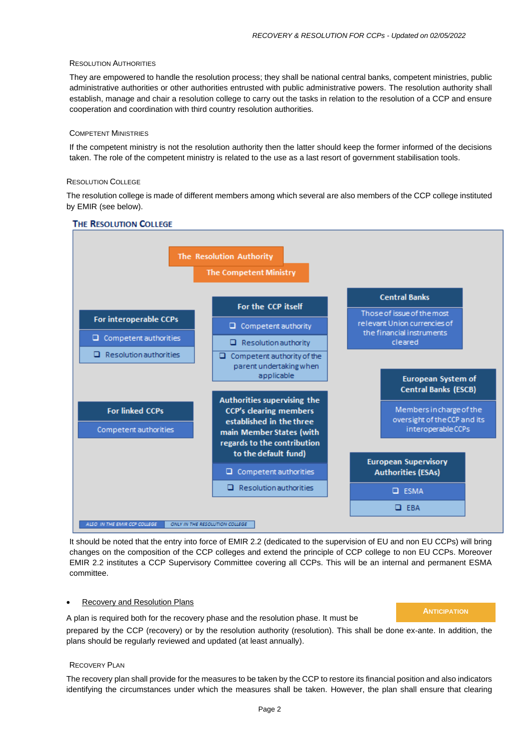#### Resolution Authorities

They are empowered to handle the resolution process; they shall be national central banks, competent ministries, public administrative authorities or other authorities entrusted with public administrative powers. The resolution authority shall establish, manage and chair a resolution college to carry out the tasks in relation to the resolution of a CCP and ensure cooperation and coordination with third country resolution authorities.

#### Competent Ministries

If the competent ministry is not the resolution authority then the latter should keep the former informed of the decisions taken. The role of the competent ministry is related to the use as a last resort of government stabilisation tools.

#### Resolution College

The resolution college is made of different members among which several are also members of the CCP college instituted by EMIR (see below).

**The Resolution College**

- The Resolution Authority
- The Competent Ministry

**For interoperable CCPs**
- Competent authorities
- Resolution authorities

**For the CCP itself**
- Competent authority
- Resolution authority
- Competent authority of the parent undertaking when applicable

**Central Banks**
- Those of issue of the most relevant Union currencies of the financial instruments cleared

**European System of Central Banks (ESCB)**
- Members in charge of the oversight of the CCP and its interoperable CCPs

**For linked CCPs**
- Competent authorities

**Authorities supervising the CCP's clearing members established in the three main Member States (with regards to the contribution to the default fund)**
- Competent authorities
- Resolution authorities

**European Supervisory Authorities (ESAs)**
- ESMA
- EBA

ALSO IN THE EMIR CCP COLLEGE | ONLY IN THE RESOLUTION COLLEGE

It should be noted that the entry into force of EMIR 2.2 (dedicated to the supervision of EU and non EU CCPs) will bring changes on the composition of the CCP colleges and extend the principle of CCP college to non EU CCPs. Moreover EMIR 2.2 institutes a CCP Supervisory Committee covering all CCPs. This will be an internal and permanent ESMA committee.

- Recovery and Resolution Plans

**Anticipation**

A plan is required both for the recovery phase and the resolution phase. It must be prepared by the CCP (recovery) or by the resolution authority (resolution). This shall be done ex-ante. In addition, the plans should be regularly reviewed and updated (at least annually).

#### Recovery Plan

The recovery plan shall provide for the measures to be taken by the CCP to restore its financial position and also indicators identifying the circumstances under which the measures shall be taken. However, the plan shall ensure that clearing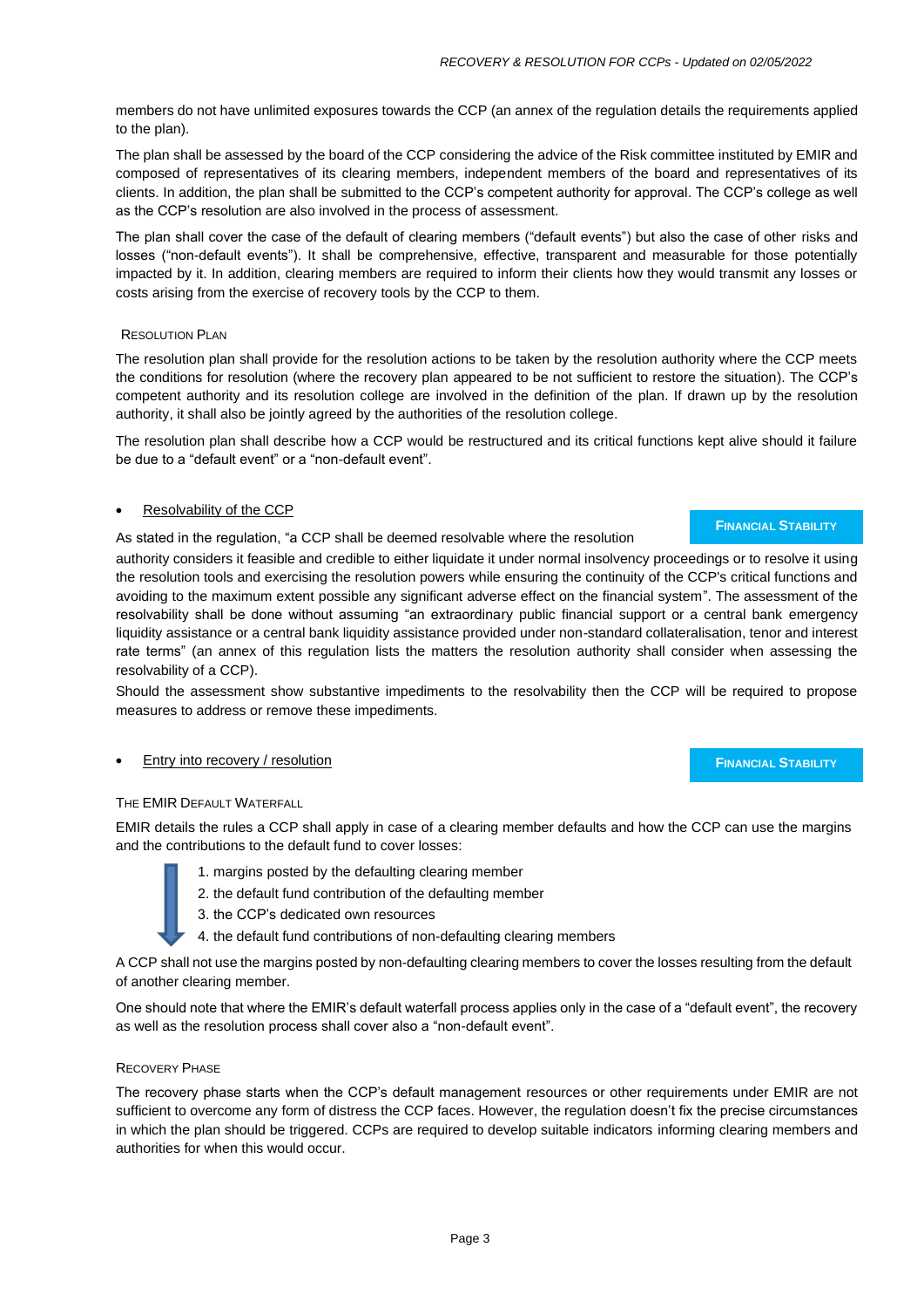members do not have unlimited exposures towards the CCP (an annex of the regulation details the requirements applied to the plan).

The plan shall be assessed by the board of the CCP considering the advice of the Risk committee instituted by EMIR and composed of representatives of its clearing members, independent members of the board and representatives of its clients. In addition, the plan shall be submitted to the CCP's competent authority for approval. The CCP's college as well as the CCP's resolution are also involved in the process of assessment.

The plan shall cover the case of the default of clearing members ("default events") but also the case of other risks and losses ("non-default events"). It shall be comprehensive, effective, transparent and measurable for those potentially impacted by it. In addition, clearing members are required to inform their clients how they would transmit any losses or costs arising from the exercise of recovery tools by the CCP to them.

#### Resolution Plan

The resolution plan shall provide for the resolution actions to be taken by the resolution authority where the CCP meets the conditions for resolution (where the recovery plan appeared to be not sufficient to restore the situation). The CCP's competent authority and its resolution college are involved in the definition of the plan. If drawn up by the resolution authority, it shall also be jointly agreed by the authorities of the resolution college.

The resolution plan shall describe how a CCP would be restructured and its critical functions kept alive should it failure be due to a "default event" or a "non-default event".

- Resolvability of the CCP

**Financial Stability**

As stated in the regulation, "a CCP shall be deemed resolvable where the resolution authority considers it feasible and credible to either liquidate it under normal insolvency proceedings or to resolve it using the resolution tools and exercising the resolution powers while ensuring the continuity of the CCP's critical functions and avoiding to the maximum extent possible any significant adverse effect on the financial system". The assessment of the resolvability shall be done without assuming "an extraordinary public financial support or a central bank emergency liquidity assistance or a central bank liquidity assistance provided under non-standard collateralisation, tenor and interest rate terms" (an annex of this regulation lists the matters the resolution authority shall consider when assessing the resolvability of a CCP).

Should the assessment show substantive impediments to the resolvability then the CCP will be required to propose measures to address or remove these impediments.

- Entry into recovery / resolution

**Financial Stability**

#### The EMIR Default Waterfall

EMIR details the rules a CCP shall apply in case of a clearing member defaults and how the CCP can use the margins and the contributions to the default fund to cover losses:

1. margins posted by the defaulting clearing member
2. the default fund contribution of the defaulting member
3. the CCP's dedicated own resources
4. the default fund contributions of non-defaulting clearing members

A CCP shall not use the margins posted by non-defaulting clearing members to cover the losses resulting from the default of another clearing member.

One should note that where the EMIR's default waterfall process applies only in the case of a "default event", the recovery as well as the resolution process shall cover also a "non-default event".

#### Recovery Phase

The recovery phase starts when the CCP's default management resources or other requirements under EMIR are not sufficient to overcome any form of distress the CCP faces. However, the regulation doesn't fix the precise circumstances in which the plan should be triggered. CCPs are required to develop suitable indicators informing clearing members and authorities for when this would occur.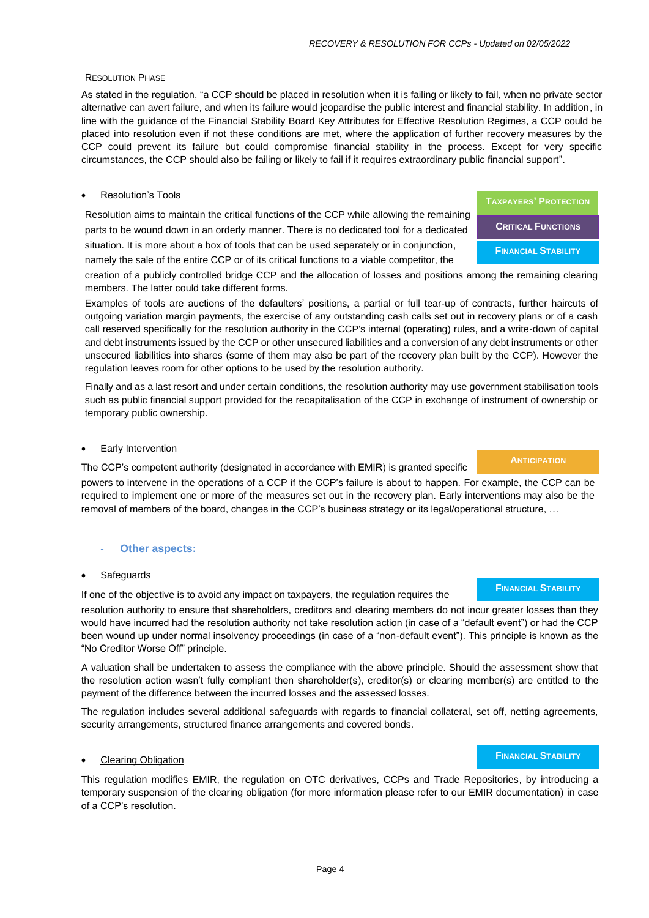#### Resolution Phase

As stated in the regulation, "a CCP should be placed in resolution when it is failing or likely to fail, when no private sector alternative can avert failure, and when its failure would jeopardise the public interest and financial stability. In addition, in line with the guidance of the Financial Stability Board Key Attributes for Effective Resolution Regimes, a CCP could be placed into resolution even if not these conditions are met, where the application of further recovery measures by the CCP could prevent its failure but could compromise financial stability in the process. Except for very specific circumstances, the CCP should also be failing or likely to fail if it requires extraordinary public financial support".

- <u>Resolution's Tools</u>

**Taxpayers' Protection** | **Critical Functions** | **Financial Stability**

Resolution aims to maintain the critical functions of the CCP while allowing the remaining parts to be wound down in an orderly manner. There is no dedicated tool for a dedicated situation. It is more about a box of tools that can be used separately or in conjunction, namely the sale of the entire CCP or of its critical functions to a viable competitor, the creation of a publicly controlled bridge CCP and the allocation of losses and positions among the remaining clearing members. The latter could take different forms.

Examples of tools are auctions of the defaulters' positions, a partial or full tear-up of contracts, further haircuts of outgoing variation margin payments, the exercise of any outstanding cash calls set out in recovery plans or of a cash call reserved specifically for the resolution authority in the CCP's internal (operating) rules, and a write-down of capital and debt instruments issued by the CCP or other unsecured liabilities and a conversion of any debt instruments or other unsecured liabilities into shares (some of them may also be part of the recovery plan built by the CCP). However the regulation leaves room for other options to be used by the resolution authority.

Finally and as a last resort and under certain conditions, the resolution authority may use government stabilisation tools such as public financial support provided for the recapitalisation of the CCP in exchange of instrument of ownership or temporary public ownership.

- <u>Early Intervention</u>

**Anticipation**

The CCP's competent authority (designated in accordance with EMIR) is granted specific powers to intervene in the operations of a CCP if the CCP's failure is about to happen. For example, the CCP can be required to implement one or more of the measures set out in the recovery plan. Early interventions may also be the removal of members of the board, changes in the CCP's business strategy or its legal/operational structure, …

## - Other aspects:

- <u>Safeguards</u>

**Financial Stability**

If one of the objective is to avoid any impact on taxpayers, the regulation requires the resolution authority to ensure that shareholders, creditors and clearing members do not incur greater losses than they would have incurred had the resolution authority not take resolution action (in case of a "default event") or had the CCP been wound up under normal insolvency proceedings (in case of a "non-default event"). This principle is known as the "No Creditor Worse Off" principle.

A valuation shall be undertaken to assess the compliance with the above principle. Should the assessment show that the resolution action wasn't fully compliant then shareholder(s), creditor(s) or clearing member(s) are entitled to the payment of the difference between the incurred losses and the assessed losses.

The regulation includes several additional safeguards with regards to financial collateral, set off, netting agreements, security arrangements, structured finance arrangements and covered bonds.

- <u>Clearing Obligation</u>

**Financial Stability**

This regulation modifies EMIR, the regulation on OTC derivatives, CCPs and Trade Repositories, by introducing a temporary suspension of the clearing obligation (for more information please refer to our EMIR documentation) in case of a CCP's resolution.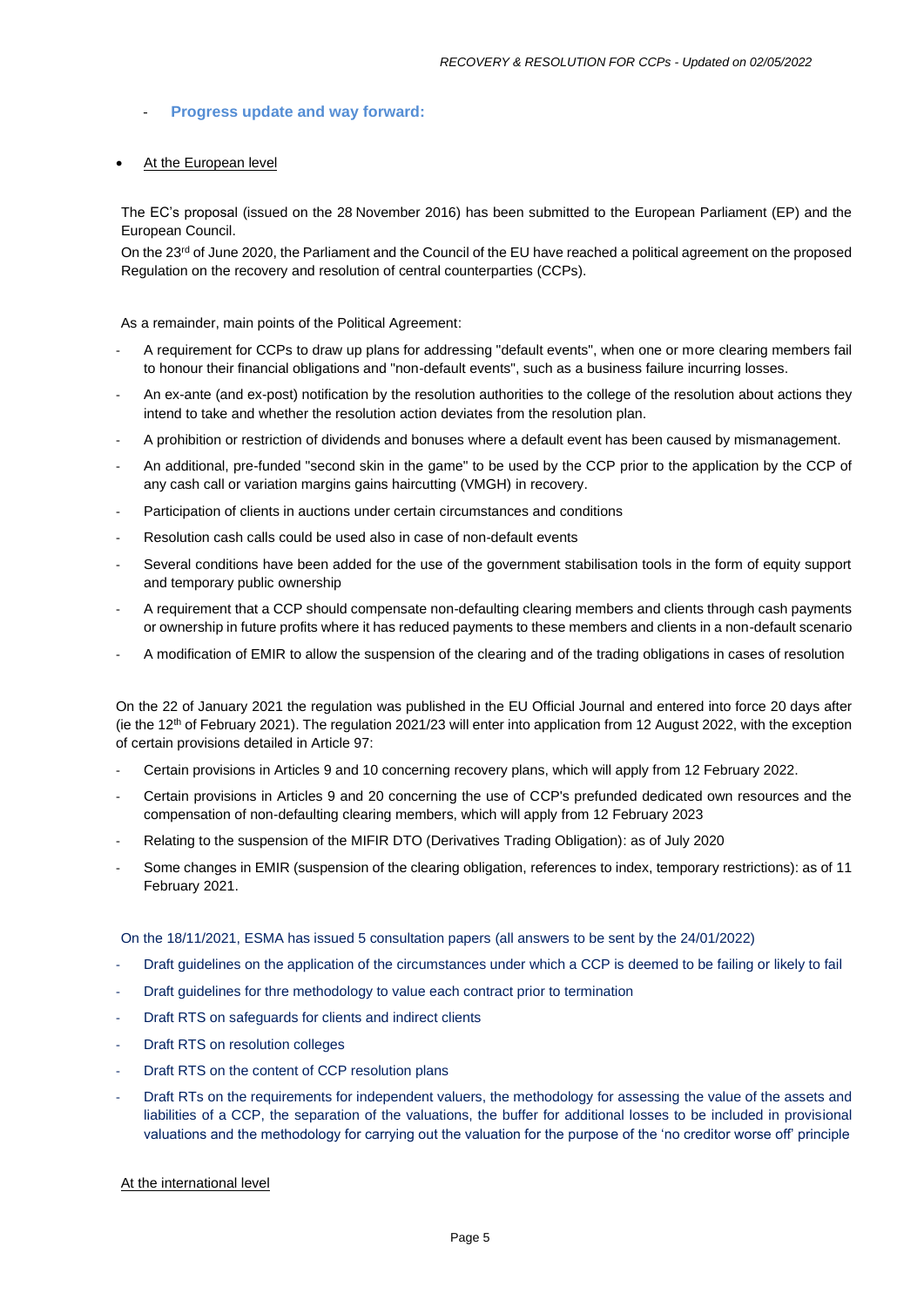- **Progress update and way forward:**

- At the European level

The EC's proposal (issued on the 28 November 2016) has been submitted to the European Parliament (EP) and the European Council.

On the 23rd of June 2020, the Parliament and the Council of the EU have reached a political agreement on the proposed Regulation on the recovery and resolution of central counterparties (CCPs).

As a remainder, main points of the Political Agreement:

- A requirement for CCPs to draw up plans for addressing "default events", when one or more clearing members fail to honour their financial obligations and "non-default events", such as a business failure incurring losses.
- An ex-ante (and ex-post) notification by the resolution authorities to the college of the resolution about actions they intend to take and whether the resolution action deviates from the resolution plan.
- A prohibition or restriction of dividends and bonuses where a default event has been caused by mismanagement.
- An additional, pre-funded "second skin in the game" to be used by the CCP prior to the application by the CCP of any cash call or variation margins gains haircutting (VMGH) in recovery.
- Participation of clients in auctions under certain circumstances and conditions
- Resolution cash calls could be used also in case of non-default events
- Several conditions have been added for the use of the government stabilisation tools in the form of equity support and temporary public ownership
- A requirement that a CCP should compensate non-defaulting clearing members and clients through cash payments or ownership in future profits where it has reduced payments to these members and clients in a non-default scenario
- A modification of EMIR to allow the suspension of the clearing and of the trading obligations in cases of resolution

On the 22 of January 2021 the regulation was published in the EU Official Journal and entered into force 20 days after (ie the 12th of February 2021). The regulation 2021/23 will enter into application from 12 August 2022, with the exception of certain provisions detailed in Article 97:

- Certain provisions in Articles 9 and 10 concerning recovery plans, which will apply from 12 February 2022.
- Certain provisions in Articles 9 and 20 concerning the use of CCP's prefunded dedicated own resources and the compensation of non-defaulting clearing members, which will apply from 12 February 2023
- Relating to the suspension of the MIFIR DTO (Derivatives Trading Obligation): as of July 2020
- Some changes in EMIR (suspension of the clearing obligation, references to index, temporary restrictions): as of 11 February 2021.

On the 18/11/2021, ESMA has issued 5 consultation papers (all answers to be sent by the 24/01/2022)

- Draft guidelines on the application of the circumstances under which a CCP is deemed to be failing or likely to fail
- Draft guidelines for thre methodology to value each contract prior to termination
- Draft RTS on safeguards for clients and indirect clients
- Draft RTS on resolution colleges
- Draft RTS on the content of CCP resolution plans
- Draft RTs on the requirements for independent valuers, the methodology for assessing the value of the assets and liabilities of a CCP, the separation of the valuations, the buffer for additional losses to be included in provisional valuations and the methodology for carrying out the valuation for the purpose of the 'no creditor worse off' principle

At the international level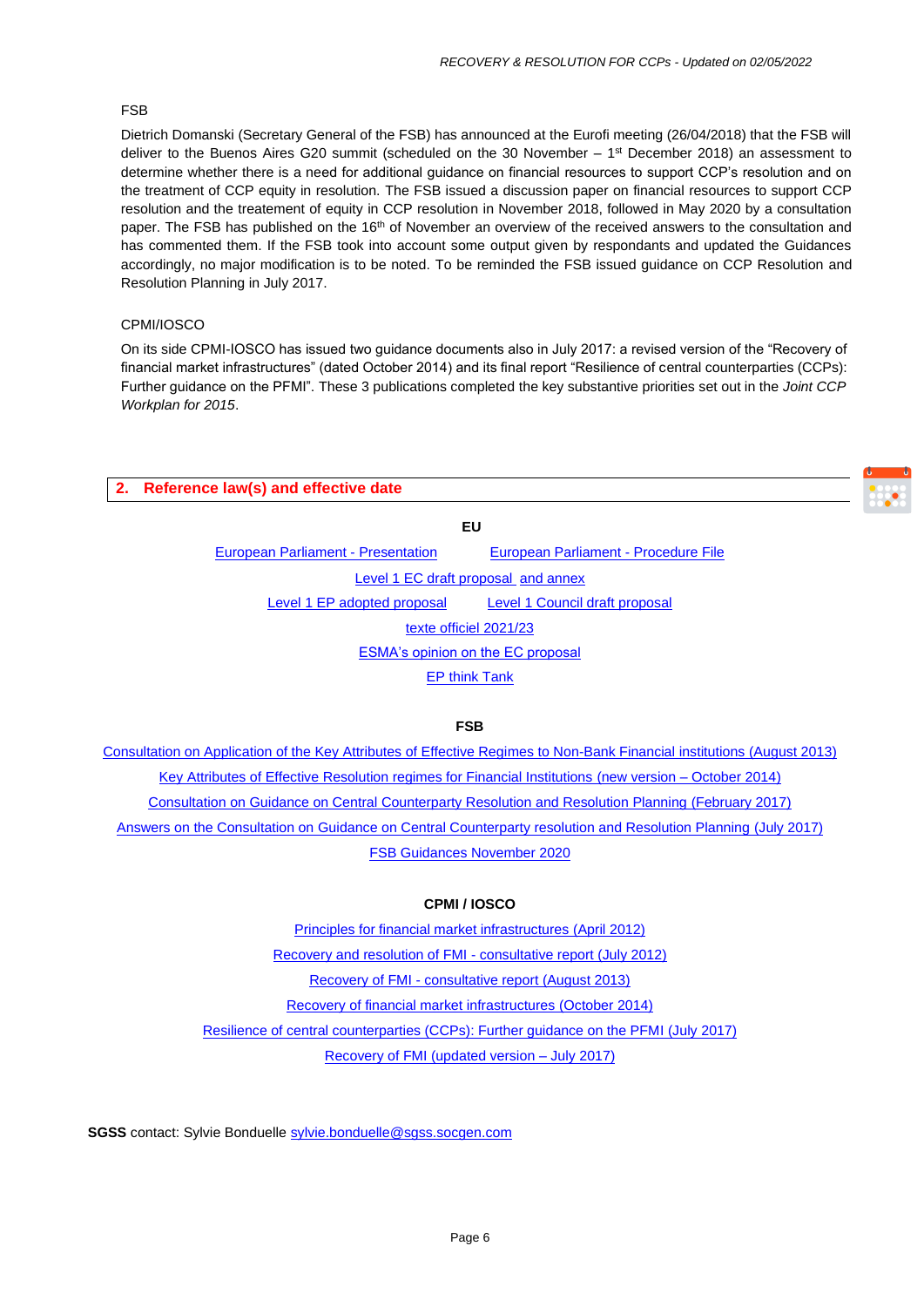FSB

Dietrich Domanski (Secretary General of the FSB) has announced at the Eurofi meeting (26/04/2018) that the FSB will deliver to the Buenos Aires G20 summit (scheduled on the 30 November – 1st December 2018) an assessment to determine whether there is a need for additional guidance on financial resources to support CCP's resolution and on the treatment of CCP equity in resolution. The FSB issued a discussion paper on financial resources to support CCP resolution and the treatement of equity in CCP resolution in November 2018, followed in May 2020 by a consultation paper. The FSB has published on the 16th of November an overview of the received answers to the consultation and has commented them. If the FSB took into account some output given by respondants and updated the Guidances accordingly, no major modification is to be noted. To be reminded the FSB issued guidance on CCP Resolution and Resolution Planning in July 2017.

CPMI/IOSCO

On its side CPMI-IOSCO has issued two guidance documents also in July 2017: a revised version of the "Recovery of financial market infrastructures" (dated October 2014) and its final report "Resilience of central counterparties (CCPs): Further guidance on the PFMI". These 3 publications completed the key substantive priorities set out in the *Joint CCP Workplan for 2015*.

## 2. Reference law(s) and effective date

**EU**

European Parliament - Presentation European Parliament - Procedure File

Level 1 EC draft proposal and annex

Level 1 EP adopted proposal Level 1 Council draft proposal

texte officiel 2021/23

ESMA's opinion on the EC proposal

EP think Tank

**FSB**

Consultation on Application of the Key Attributes of Effective Regimes to Non-Bank Financial institutions (August 2013)

Key Attributes of Effective Resolution regimes for Financial Institutions (new version – October 2014)

Consultation on Guidance on Central Counterparty Resolution and Resolution Planning (February 2017)

Answers on the Consultation on Guidance on Central Counterparty resolution and Resolution Planning (July 2017)

FSB Guidances November 2020

**CPMI / IOSCO**

Principles for financial market infrastructures (April 2012)

Recovery and resolution of FMI - consultative report (July 2012)

Recovery of FMI - consultative report (August 2013)

Recovery of financial market infrastructures (October 2014)

Resilience of central counterparties (CCPs): Further guidance on the PFMI (July 2017)

Recovery of FMI (updated version – July 2017)

**SGSS** contact: Sylvie Bonduelle sylvie.bonduelle@sgss.socgen.com